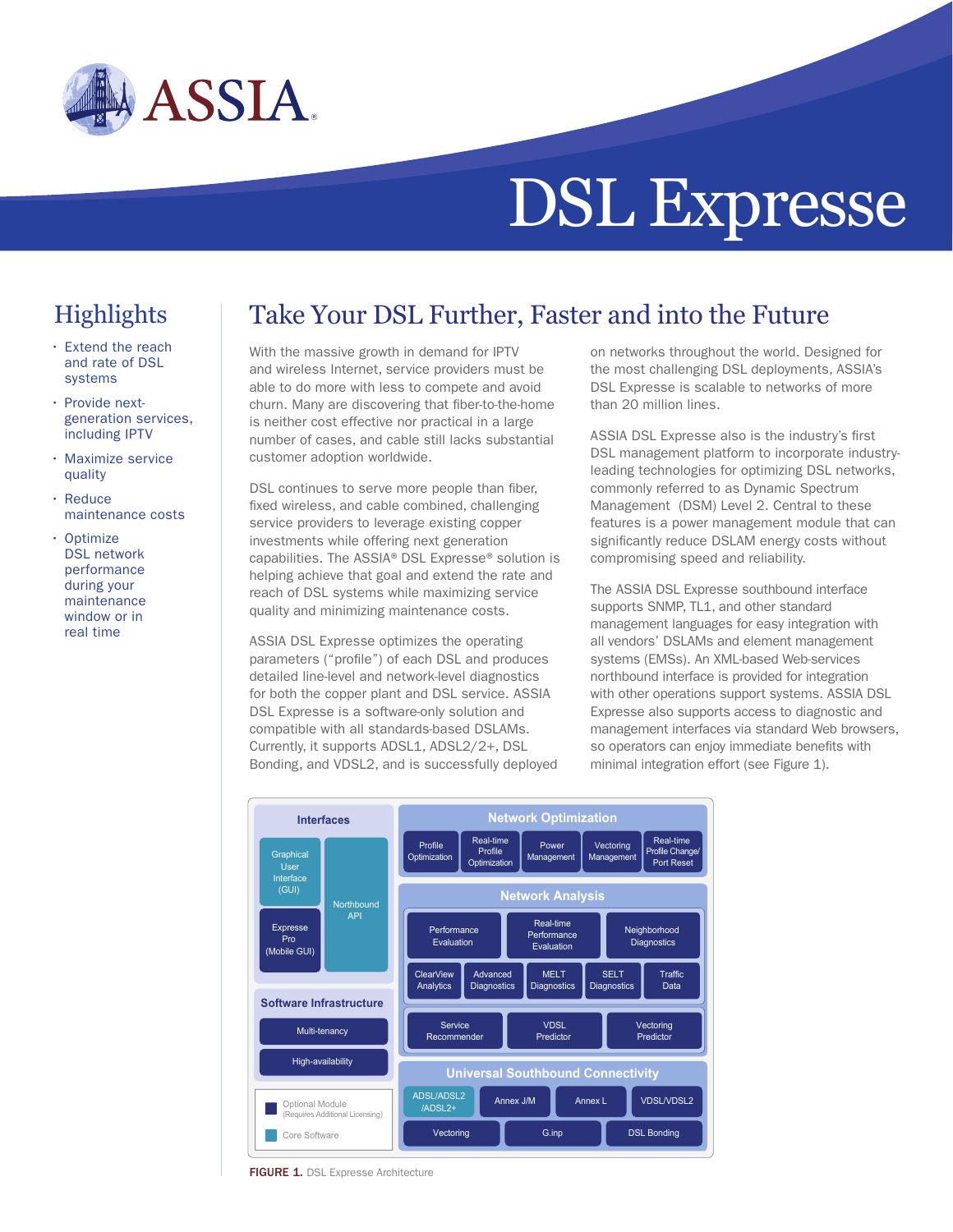# ASSIA

# DSL Expresse

## Highlights

- Extend the reach and rate of DSL systems
- Provide next-generation services, including IPTV
- Maximize service quality
- Reduce maintenance costs
- Optimize DSL network performance during your maintenance window or in real time

## Take Your DSL Further, Faster and into the Future

With the massive growth in demand for IPTV and wireless Internet, service providers must be able to do more with less to compete and avoid churn. Many are discovering that fiber-to-the-home is neither cost effective nor practical in a large number of cases, and cable still lacks substantial customer adoption worldwide.

DSL continues to serve more people than fiber, fixed wireless, and cable combined, challenging service providers to leverage existing copper investments while offering next generation capabilities. The ASSIA® DSL Expresse® solution is helping achieve that goal and extend the rate and reach of DSL systems while maximizing service quality and minimizing maintenance costs.

ASSIA DSL Expresse optimizes the operating parameters ("profile") of each DSL and produces detailed line-level and network-level diagnostics for both the copper plant and DSL service. ASSIA DSL Expresse is a software-only solution and compatible with all standards-based DSLAMs. Currently, it supports ADSL1, ADSL2/2+, DSL Bonding, and VDSL2, and is successfully deployed on networks throughout the world. Designed for the most challenging DSL deployments, ASSIA's DSL Expresse is scalable to networks of more than 20 million lines.

ASSIA DSL Expresse also is the industry's first DSL management platform to incorporate industry-leading technologies for optimizing DSL networks, commonly referred to as Dynamic Spectrum Management (DSM) Level 2. Central to these features is a power management module that can significantly reduce DSLAM energy costs without compromising speed and reliability.

The ASSIA DSL Expresse southbound interface supports SNMP, TL1, and other standard management languages for easy integration with all vendors' DSLAMs and element management systems (EMSs). An XML-based Web-services northbound interface is provided for integration with other operations support systems. ASSIA DSL Expresse also supports access to diagnostic and management interfaces via standard Web browsers, so operators can enjoy immediate benefits with minimal integration effort (see Figure 1).

**Interfaces**
- Graphical User Interface (GUI)
- Expresse Pro (Mobile GUI)
- Northbound API

**Software Infrastructure**
- Multi-tenancy
- High-availability

**Network Optimization**
- Profile Optimization
- Real-time Profile Optimization
- Power Management
- Vectoring Management
- Real-time Profile Change/ Port Reset

**Network Analysis**
- Performance Evaluation
- Real-time Performance Evaluation
- Neighborhood Diagnostics
- ClearView Analytics
- Advanced Diagnostics
- MELT Diagnostics
- SELT Diagnostics
- Traffic Data
- Service Recommender
- VDSL Predictor
- Vectoring Predictor

**Universal Southbound Connectivity**
- ADSL/ADSL2 /ADSL2+
- Annex J/M
- Annex L
- VDSL/VDSL2
- Vectoring
- G.inp
- DSL Bonding

Legend: Optional Module (Requires Additional Licensing); Core Software

**FIGURE 1.** DSL Expresse Architecture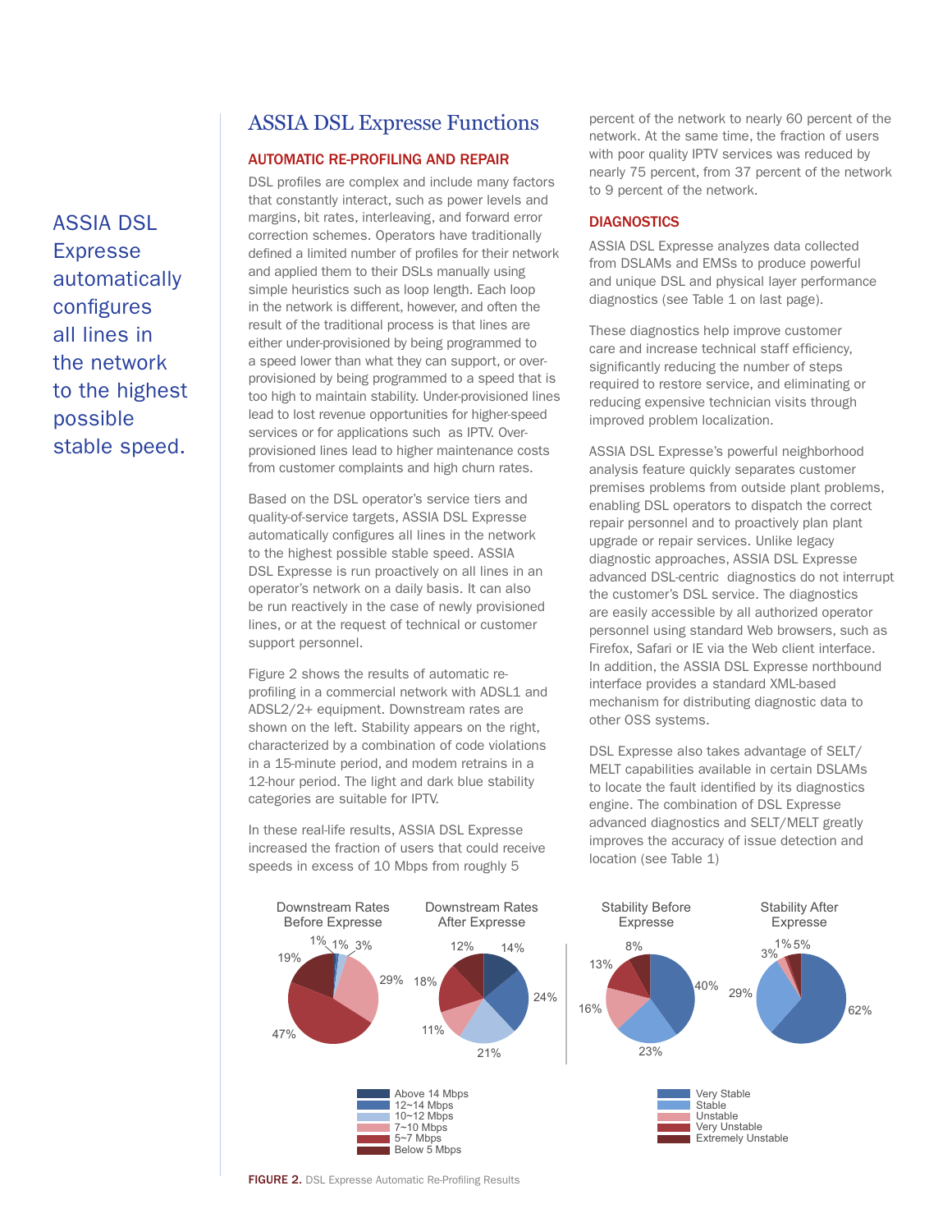ASSIA DSL Express automatically configures all lines in the network to the highest possible stable speed.

## ASSIA DSL Express Functions

### AUTOMATIC RE-PROFILING AND REPAIR

DSL profiles are complex and include many factors that constantly interact, such as power levels and margins, bit rates, interleaving, and forward error correction schemes. Operators have traditionally defined a limited number of profiles for their network and applied them to their DSLs manually using simple heuristics such as loop length. Each loop in the network is different, however, and often the result of the traditional process is that lines are either under-provisioned by being programmed to a speed lower than what they can support, or over-provisioned by being programmed to a speed that is too high to maintain stability. Under-provisioned lines lead to lost revenue opportunities for higher-speed services or for applications such as IPTV. Over-provisioned lines lead to higher maintenance costs from customer complaints and high churn rates.

Based on the DSL operator's service tiers and quality-of-service targets, ASSIA DSL Express automatically configures all lines in the network to the highest possible stable speed. ASSIA DSL Express is run proactively on all lines in an operator's network on a daily basis. It can also be run reactively in the case of newly provisioned lines, or at the request of technical or customer support personnel.

Figure 2 shows the results of automatic re-profiling in a commercial network with ADSL1 and ADSL2/2+ equipment. Downstream rates are shown on the left. Stability appears on the right, characterized by a combination of code violations in a 15-minute period, and modem retrains in a 12-hour period. The light and dark blue stability categories are suitable for IPTV.

In these real-life results, ASSIA DSL Express increased the fraction of users that could receive speeds in excess of 10 Mbps from roughly 5 percent of the network to nearly 60 percent of the network. At the same time, the fraction of users with poor quality IPTV services was reduced by nearly 75 percent, from 37 percent of the network to 9 percent of the network.

### DIAGNOSTICS

ASSIA DSL Express analyzes data collected from DSLAMs and EMSs to produce powerful and unique DSL and physical layer performance diagnostics (see Table 1 on last page).

These diagnostics help improve customer care and increase technical staff efficiency, significantly reducing the number of steps required to restore service, and eliminating or reducing expensive technician visits through improved problem localization.

ASSIA DSL Express's powerful neighborhood analysis feature quickly separates customer premises problems from outside plant problems, enabling DSL operators to dispatch the correct repair personnel and to proactively plan plant upgrade or repair services. Unlike legacy diagnostic approaches, ASSIA DSL Express advanced DSL-centric diagnostics do not interrupt the customer's DSL service. The diagnostics are easily accessible by all authorized operator personnel using standard Web browsers, such as Firefox, Safari or IE via the Web client interface. In addition, the ASSIA DSL Express northbound interface provides a standard XML-based mechanism for distributing diagnostic data to other OSS systems.

DSL Express also takes advantage of SELT/MELT capabilities available in certain DSLAMs to locate the fault identified by its diagnostics engine. The combination of DSL Express advanced diagnostics and SELT/MELT greatly improves the accuracy of issue detection and location (see Table 1)

| Downstream rate | Before Expresse | After Expresse |
|---|---|---|
| Above 14 Mbps | 1% | 14% |
| 12~14 Mbps | 1% | 24% |
| 10~12 Mbps | 3% | 21% |
| 7~10 Mbps | 29% | 11% |
| 5~7 Mbps | 47% | 18% |
| Below 5 Mbps | 19% | 12% |

| Stability | Before Expresse | After Expresse |
|---|---|---|
| Very Stable | 40% | 62% |
| Stable | 23% | 29% |
| Unstable | 16% | 3% |
| Very Unstable | 13% | 1% |
| Extremely Unstable | 8% | 5% |

**FIGURE 2.** DSL Express Automatic Re-Profiling Results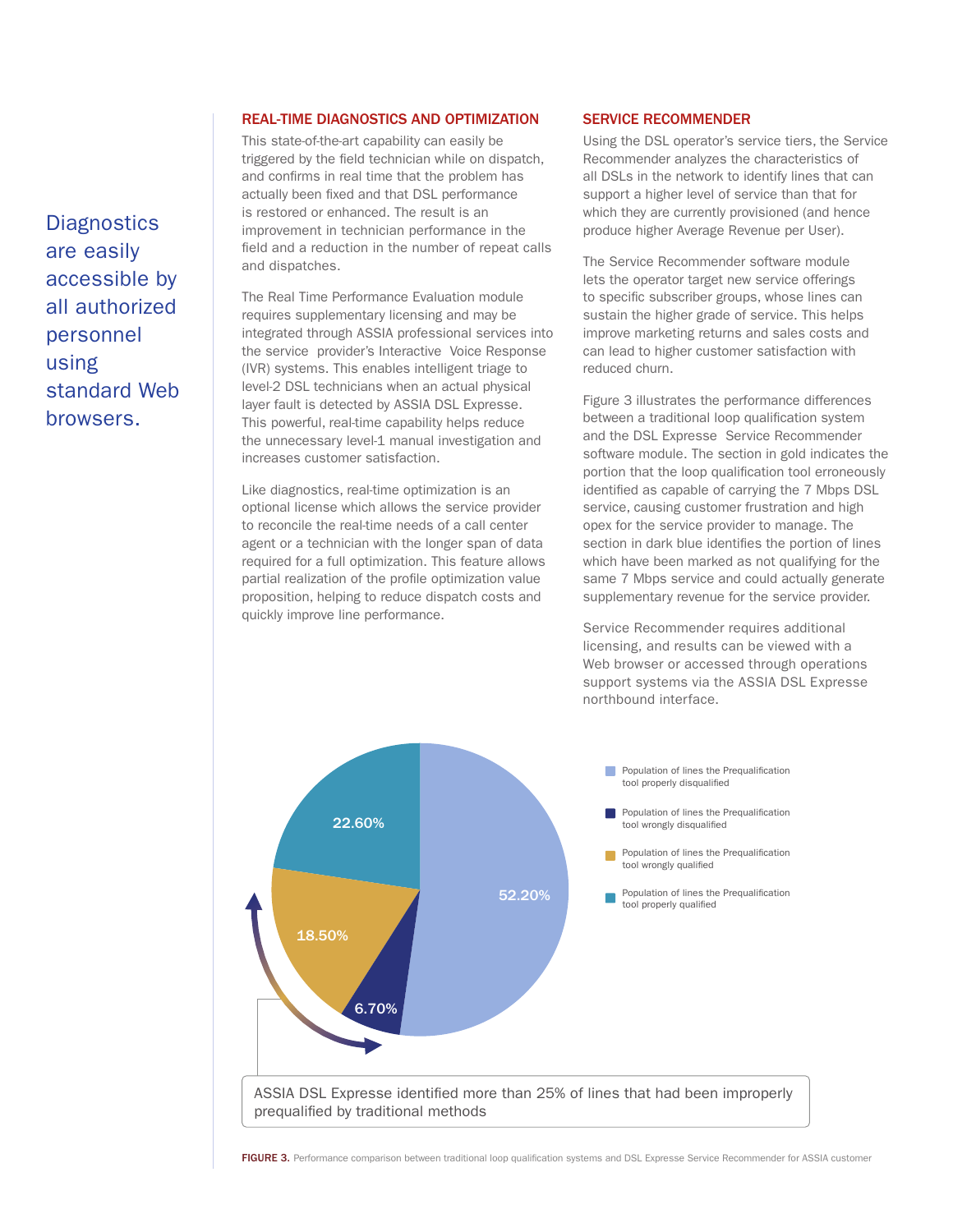> Diagnostics are easily accessible by all authorized personnel using standard Web browsers.

## REAL-TIME DIAGNOSTICS AND OPTIMIZATION

This state-of-the-art capability can easily be triggered by the field technician while on dispatch, and confirms in real time that the problem has actually been fixed and that DSL performance is restored or enhanced. The result is an improvement in technician performance in the field and a reduction in the number of repeat calls and dispatches.

The Real Time Performance Evaluation module requires supplementary licensing and may be integrated through ASSIA professional services into the service provider's Interactive Voice Response (IVR) systems. This enables intelligent triage to level-2 DSL technicians when an actual physical layer fault is detected by ASSIA DSL Expresse. This powerful, real-time capability helps reduce the unnecessary level-1 manual investigation and increases customer satisfaction.

Like diagnostics, real-time optimization is an optional license which allows the service provider to reconcile the real-time needs of a call center agent or a technician with the longer span of data required for a full optimization. This feature allows partial realization of the profile optimization value proposition, helping to reduce dispatch costs and quickly improve line performance.

## SERVICE RECOMMENDER

Using the DSL operator's service tiers, the Service Recommender analyzes the characteristics of all DSLs in the network to identify lines that can support a higher level of service than that for which they are currently provisioned (and hence produce higher Average Revenue per User).

The Service Recommender software module lets the operator target new service offerings to specific subscriber groups, whose lines can sustain the higher grade of service. This helps improve marketing returns and sales costs and can lead to higher customer satisfaction with reduced churn.

Figure 3 illustrates the performance differences between a traditional loop qualification system and the DSL Expresse Service Recommender software module. The section in gold indicates the portion that the loop qualification tool erroneously identified as capable of carrying the 7 Mbps DSL service, causing customer frustration and high opex for the service provider to manage. The section in dark blue identifies the portion of lines which have been marked as not qualifying for the same 7 Mbps service and could actually generate supplementary revenue for the service provider.

Service Recommender requires additional licensing, and results can be viewed with a Web browser or accessed through operations support systems via the ASSIA DSL Expresse northbound interface.

| Category | Share |
|---|---|
| Population of lines the Prequalification tool properly disqualified | 52.20% |
| Population of lines the Prequalification tool wrongly disqualified | 6.70% |
| Population of lines the Prequalification tool wrongly qualified | 18.50% |
| Population of lines the Prequalification tool properly qualified | 22.60% |

ASSIA DSL Expresse identified more than 25% of lines that had been improperly prequalified by traditional methods

**FIGURE 3.** Performance comparison between traditional loop qualification systems and DSL Expresse Service Recommender for ASSIA customer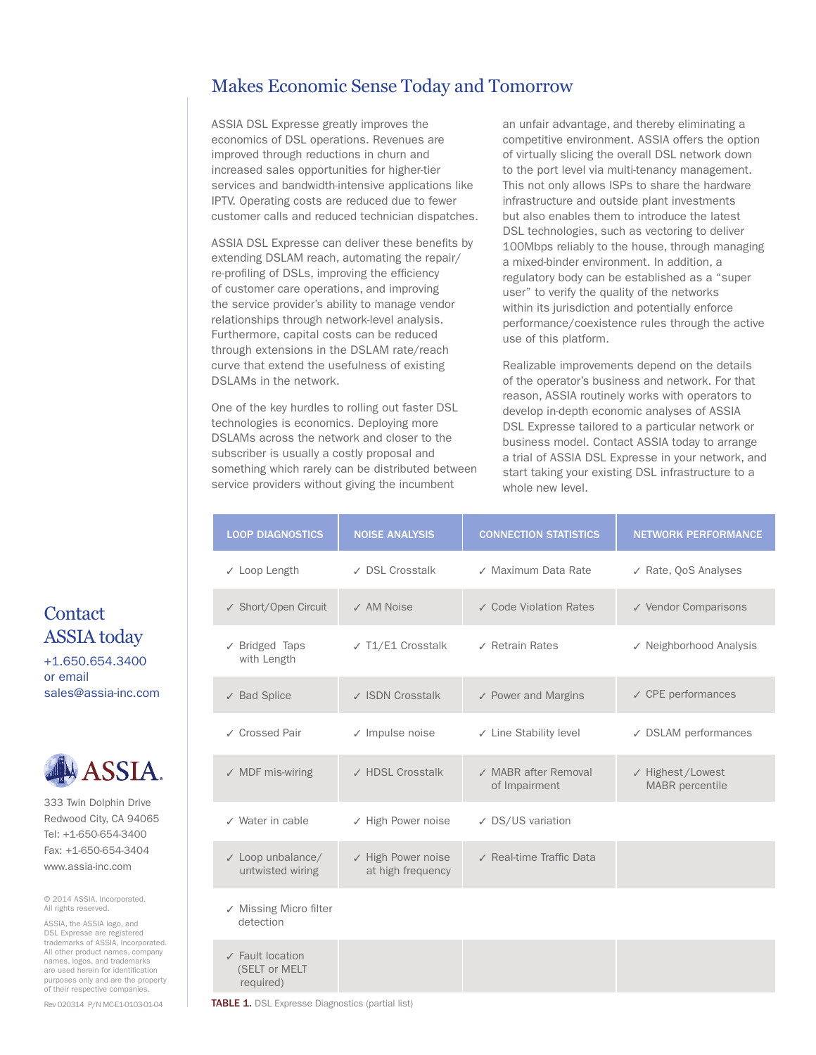## Makes Economic Sense Today and Tomorrow

ASSIA DSL Express greatly improves the economics of DSL operations. Revenues are improved through reductions in churn and increased sales opportunities for higher-tier services and bandwidth-intensive applications like IPTV. Operating costs are reduced due to fewer customer calls and reduced technician dispatches.

ASSIA DSL Express can deliver these benefits by extending DSLAM reach, automating the repair/re-profiling of DSLs, improving the efficiency of customer care operations, and improving the service provider's ability to manage vendor relationships through network-level analysis. Furthermore, capital costs can be reduced through extensions in the DSLAM rate/reach curve that extend the usefulness of existing DSLAMs in the network.

One of the key hurdles to rolling out faster DSL technologies is economics. Deploying more DSLAMs across the network and closer to the subscriber is usually a costly proposal and something which rarely can be distributed between service providers without giving the incumbent an unfair advantage, and thereby eliminating a competitive environment. ASSIA offers the option of virtually slicing the overall DSL network down to the port level via multi-tenancy management. This not only allows ISPs to share the hardware infrastructure and outside plant investments but also enables them to introduce the latest DSL technologies, such as vectoring to deliver 100Mbps reliably to the house, through managing a mixed-binder environment. In addition, a regulatory body can be established as a "super user" to verify the quality of the networks within its jurisdiction and potentially enforce performance/coexistence rules through the active use of this platform.

Realizable improvements depend on the details of the operator's business and network. For that reason, ASSIA routinely works with operators to develop in-depth economic analyses of ASSIA DSL Express tailored to a particular network or business model. Contact ASSIA today to arrange a trial of ASSIA DSL Express in your network, and start taking your existing DSL infrastructure to a whole new level.

| LOOP DIAGNOSTICS | NOISE ANALYSIS | CONNECTION STATISTICS | NETWORK PERFORMANCE |
|---|---|---|---|
| ✓ Loop Length | ✓ DSL Crosstalk | ✓ Maximum Data Rate | ✓ Rate, QoS Analyses |
| ✓ Short/Open Circuit | ✓ AM Noise | ✓ Code Violation Rates | ✓ Vendor Comparisons |
| ✓ Bridged Taps with Length | ✓ T1/E1 Crosstalk | ✓ Retrain Rates | ✓ Neighborhood Analysis |
| ✓ Bad Splice | ✓ ISDN Crosstalk | ✓ Power and Margins | ✓ CPE performances |
| ✓ Crossed Pair | ✓ Impulse noise | ✓ Line Stability level | ✓ DSLAM performances |
| ✓ MDF mis-wiring | ✓ HDSL Crosstalk | ✓ MABR after Removal of Impairment | ✓ Highest/Lowest MABR percentile |
| ✓ Water in cable | ✓ High Power noise | ✓ DS/US variation | |
| ✓ Loop unbalance/ untwisted wiring | ✓ High Power noise at high frequency | ✓ Real-time Traffic Data | |
| ✓ Missing Micro filter detection | | | |
| ✓ Fault location (SELT or MELT required) | | | |

**TABLE 1.** DSL Express Diagnostics (partial list)

### Contact ASSIA today

+1.650.654.3400
or email
sales@assia-inc.com

ASSIA.

333 Twin Dolphin Drive
Redwood City, CA 94065
Tel: +1-650-654-3400
Fax: +1-650-654-3404
www.assia-inc.com

© 2014 ASSIA, Incorporated. All rights reserved.

ASSIA, the ASSIA logo, and DSL Express are registered trademarks of ASSIA, Incorporated. All other product names, company names, logos, and trademarks are used herein for identification purposes only and are the property of their respective companies.

Rev 020314 P/N MC-E1-0103-01-04